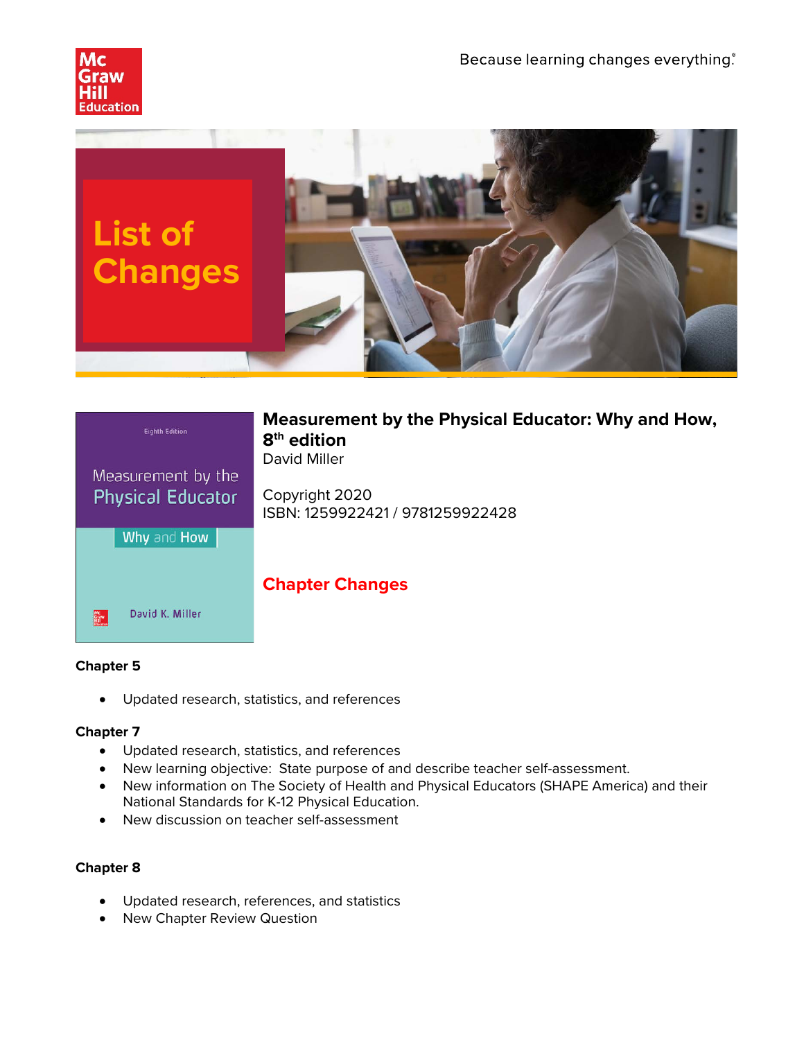Because learning changes everything.®

# List of Changes

## Measurement by the Physical Educator: Why and How, 8th edition

David Miller

Copyright 2020
ISBN: 1259922421 / 9781259922428

## Chapter Changes

### Chapter 5

- Updated research, statistics, and references

### Chapter 7

- Updated research, statistics, and references
- New learning objective: State purpose of and describe teacher self-assessment.
- New information on The Society of Health and Physical Educators (SHAPE America) and their National Standards for K-12 Physical Education.
- New discussion on teacher self-assessment

### Chapter 8

- Updated research, references, and statistics
- New Chapter Review Question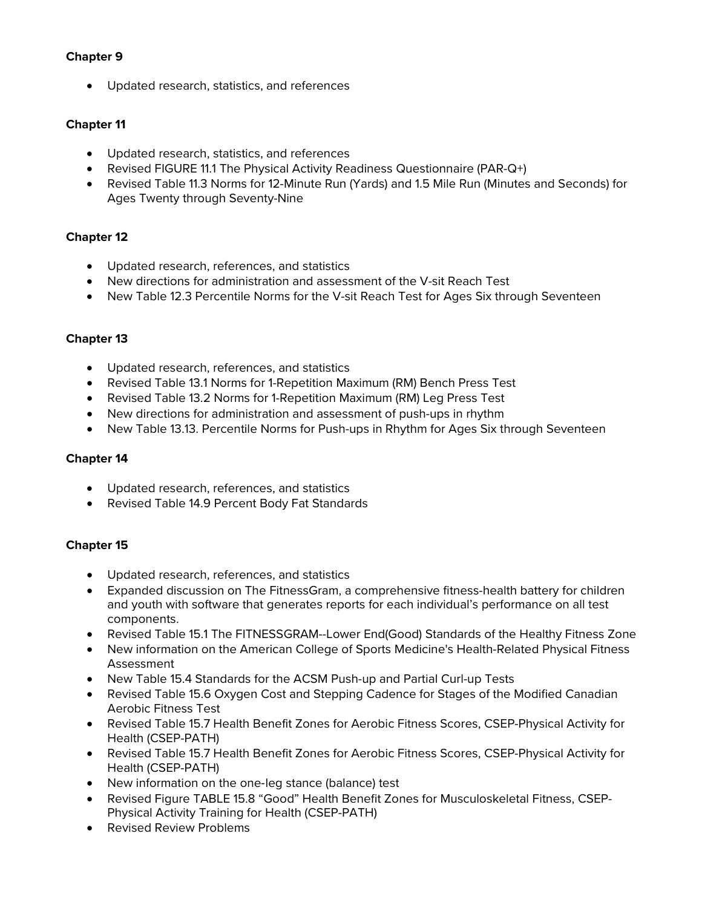**Chapter 9**

- Updated research, statistics, and references

**Chapter 11**

- Updated research, statistics, and references
- Revised FIGURE 11.1 The Physical Activity Readiness Questionnaire (PAR-Q+)
- Revised Table 11.3 Norms for 12-Minute Run (Yards) and 1.5 Mile Run (Minutes and Seconds) for Ages Twenty through Seventy-Nine

**Chapter 12**

- Updated research, references, and statistics
- New directions for administration and assessment of the V-sit Reach Test
- New Table 12.3 Percentile Norms for the V-sit Reach Test for Ages Six through Seventeen

**Chapter 13**

- Updated research, references, and statistics
- Revised Table 13.1 Norms for 1-Repetition Maximum (RM) Bench Press Test
- Revised Table 13.2 Norms for 1-Repetition Maximum (RM) Leg Press Test
- New directions for administration and assessment of push-ups in rhythm
- New Table 13.13. Percentile Norms for Push-ups in Rhythm for Ages Six through Seventeen

**Chapter 14**

- Updated research, references, and statistics
- Revised Table 14.9 Percent Body Fat Standards

**Chapter 15**

- Updated research, references, and statistics
- Expanded discussion on The FitnessGram, a comprehensive fitness-health battery for children and youth with software that generates reports for each individual's performance on all test components.
- Revised Table 15.1 The FITNESSGRAM--Lower End(Good) Standards of the Healthy Fitness Zone
- New information on the American College of Sports Medicine's Health-Related Physical Fitness Assessment
- New Table 15.4 Standards for the ACSM Push-up and Partial Curl-up Tests
- Revised Table 15.6 Oxygen Cost and Stepping Cadence for Stages of the Modified Canadian Aerobic Fitness Test
- Revised Table 15.7 Health Benefit Zones for Aerobic Fitness Scores, CSEP-Physical Activity for Health (CSEP-PATH)
- Revised Table 15.7 Health Benefit Zones for Aerobic Fitness Scores, CSEP-Physical Activity for Health (CSEP-PATH)
- New information on the one-leg stance (balance) test
- Revised Figure TABLE 15.8 "Good" Health Benefit Zones for Musculoskeletal Fitness, CSEP-Physical Activity Training for Health (CSEP-PATH)
- Revised Review Problems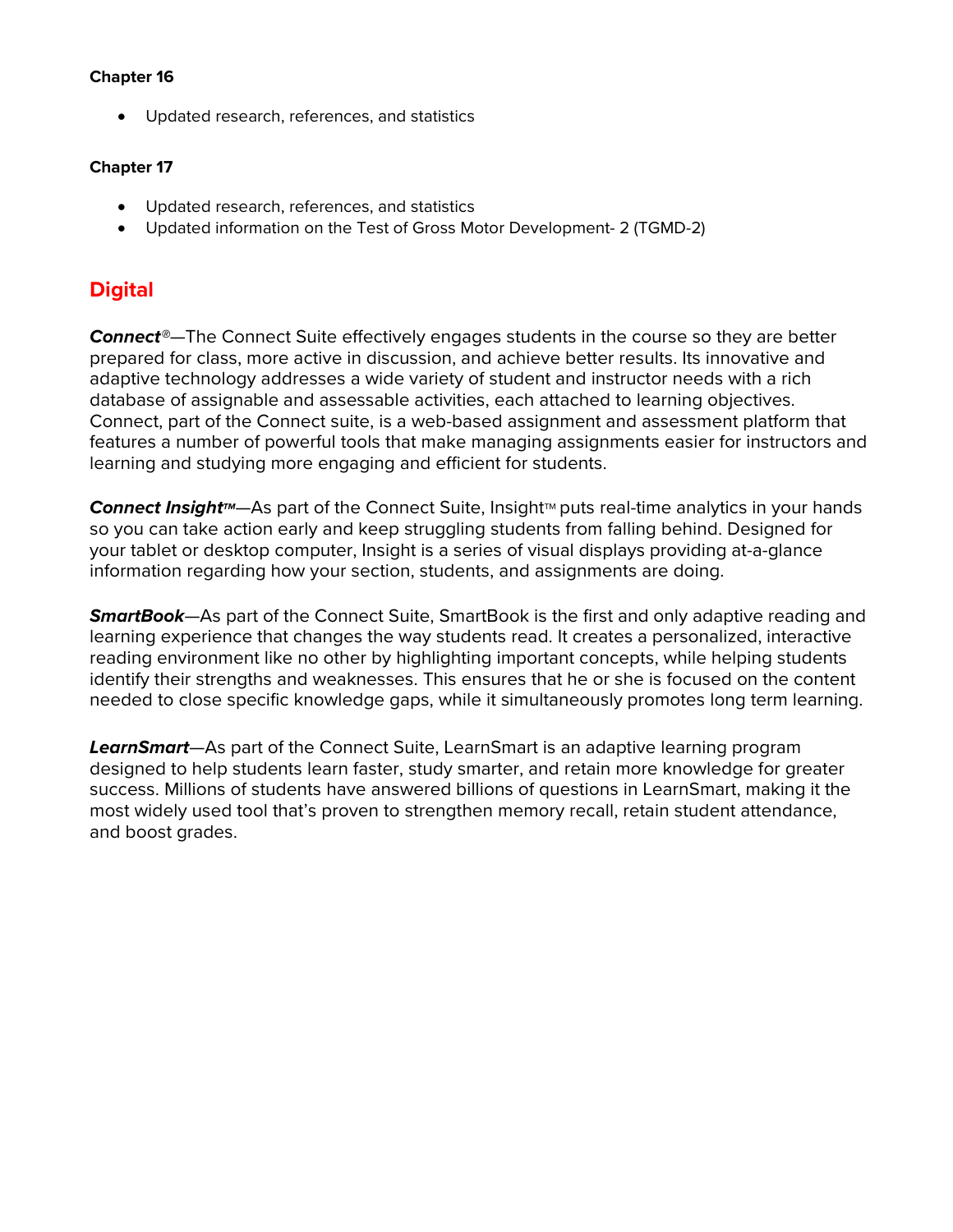### Chapter 16

- Updated research, references, and statistics

### Chapter 17

- Updated research, references, and statistics
- Updated information on the Test of Gross Motor Development- 2 (TGMD-2)

## Digital

***Connect®***—The Connect Suite effectively engages students in the course so they are better prepared for class, more active in discussion, and achieve better results. Its innovative and adaptive technology addresses a wide variety of student and instructor needs with a rich database of assignable and assessable activities, each attached to learning objectives. Connect, part of the Connect suite, is a web-based assignment and assessment platform that features a number of powerful tools that make managing assignments easier for instructors and learning and studying more engaging and efficient for students.

***Connect Insight™***—As part of the Connect Suite, Insight™ puts real-time analytics in your hands so you can take action early and keep struggling students from falling behind. Designed for your tablet or desktop computer, Insight is a series of visual displays providing at-a-glance information regarding how your section, students, and assignments are doing.

***SmartBook***—As part of the Connect Suite, SmartBook is the first and only adaptive reading and learning experience that changes the way students read. It creates a personalized, interactive reading environment like no other by highlighting important concepts, while helping students identify their strengths and weaknesses. This ensures that he or she is focused on the content needed to close specific knowledge gaps, while it simultaneously promotes long term learning.

***LearnSmart***—As part of the Connect Suite, LearnSmart is an adaptive learning program designed to help students learn faster, study smarter, and retain more knowledge for greater success. Millions of students have answered billions of questions in LearnSmart, making it the most widely used tool that's proven to strengthen memory recall, retain student attendance, and boost grades.